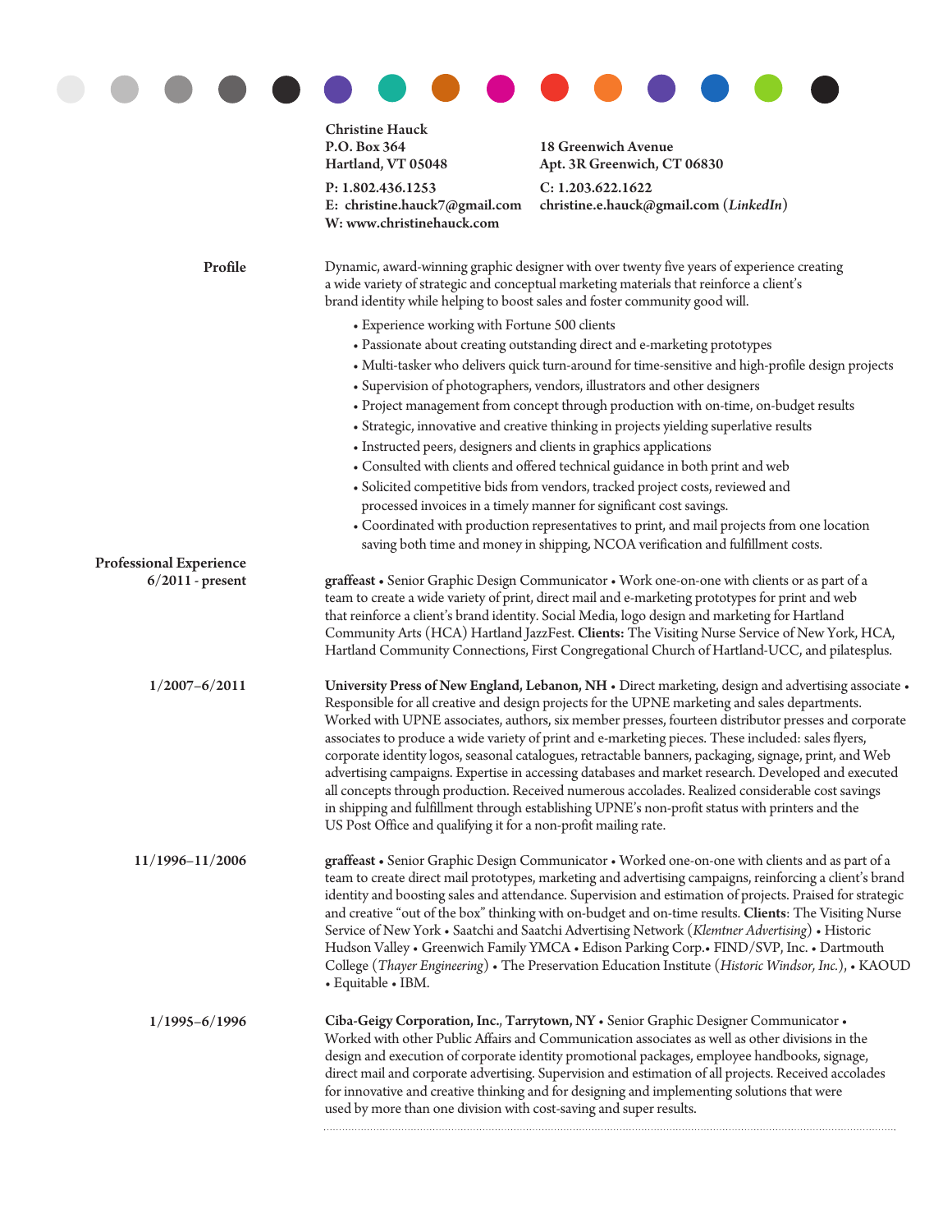**Christine Hauck**
**P.O. Box 364**
**Hartland, VT 05048**

**18 Greenwich Avenue**
**Apt. 3R Greenwich, CT 06830**

**P: 1.802.436.1253**
**E: christine.hauck7@gmail.com**
**W: www.christinehauck.com**

**C: 1.203.622.1622**
**christine.e.hauck@gmail.com** (*LinkedIn*)

## Profile

Dynamic, award-winning graphic designer with over twenty five years of experience creating a wide variety of strategic and conceptual marketing materials that reinforce a client's brand identity while helping to boost sales and foster community good will.

- Experience working with Fortune 500 clients
- Passionate about creating outstanding direct and e-marketing prototypes
- Multi-tasker who delivers quick turn-around for time-sensitive and high-profile design projects
- Supervision of photographers, vendors, illustrators and other designers
- Project management from concept through production with on-time, on-budget results
- Strategic, innovative and creative thinking in projects yielding superlative results
- Instructed peers, designers and clients in graphics applications
- Consulted with clients and offered technical guidance in both print and web
- Solicited competitive bids from vendors, tracked project costs, reviewed and processed invoices in a timely manner for significant cost savings.
- Coordinated with production representatives to print, and mail projects from one location saving both time and money in shipping, NCOA verification and fulfillment costs.

## Professional Experience

**6/2011 - present**

**graffeast** • Senior Graphic Design Communicator • Work one-on-one with clients or as part of a team to create a wide variety of print, direct mail and e-marketing prototypes for print and web that reinforce a client's brand identity. Social Media, logo design and marketing for Hartland Community Arts (HCA) Hartland JazzFest. **Clients:** The Visiting Nurse Service of New York, HCA, Hartland Community Connections, First Congregational Church of Hartland-UCC, and pilatesplus.

**1/2007–6/2011**

**University Press of New England, Lebanon, NH** • Direct marketing, design and advertising associate • Responsible for all creative and design projects for the UPNE marketing and sales departments. Worked with UPNE associates, authors, six member presses, fourteen distributor presses and corporate associates to produce a wide variety of print and e-marketing pieces. These included: sales flyers, corporate identity logos, seasonal catalogues, retractable banners, packaging, signage, print, and Web advertising campaigns. Expertise in accessing databases and market research. Developed and executed all concepts through production. Received numerous accolades. Realized considerable cost savings in shipping and fulfillment through establishing UPNE's non-profit status with printers and the US Post Office and qualifying it for a non-profit mailing rate.

**11/1996–11/2006**

**graffeast** • Senior Graphic Design Communicator • Worked one-on-one with clients and as part of a team to create direct mail prototypes, marketing and advertising campaigns, reinforcing a client's brand identity and boosting sales and attendance. Supervision and estimation of projects. Praised for strategic and creative "out of the box" thinking with on-budget and on-time results. **Clients**: The Visiting Nurse Service of New York • Saatchi and Saatchi Advertising Network (*Klemtner Advertising*) • Historic Hudson Valley • Greenwich Family YMCA • Edison Parking Corp.• FIND/SVP, Inc. • Dartmouth College (*Thayer Engineering*) • The Preservation Education Institute (*Historic Windsor, Inc.*), • KAOUD • Equitable • IBM.

**1/1995–6/1996**

**Ciba-Geigy Corporation, Inc., Tarrytown, NY** • Senior Graphic Designer Communicator • Worked with other Public Affairs and Communication associates as well as other divisions in the design and execution of corporate identity promotional packages, employee handbooks, signage, direct mail and corporate advertising. Supervision and estimation of all projects. Received accolades for innovative and creative thinking and for designing and implementing solutions that were used by more than one division with cost-saving and super results.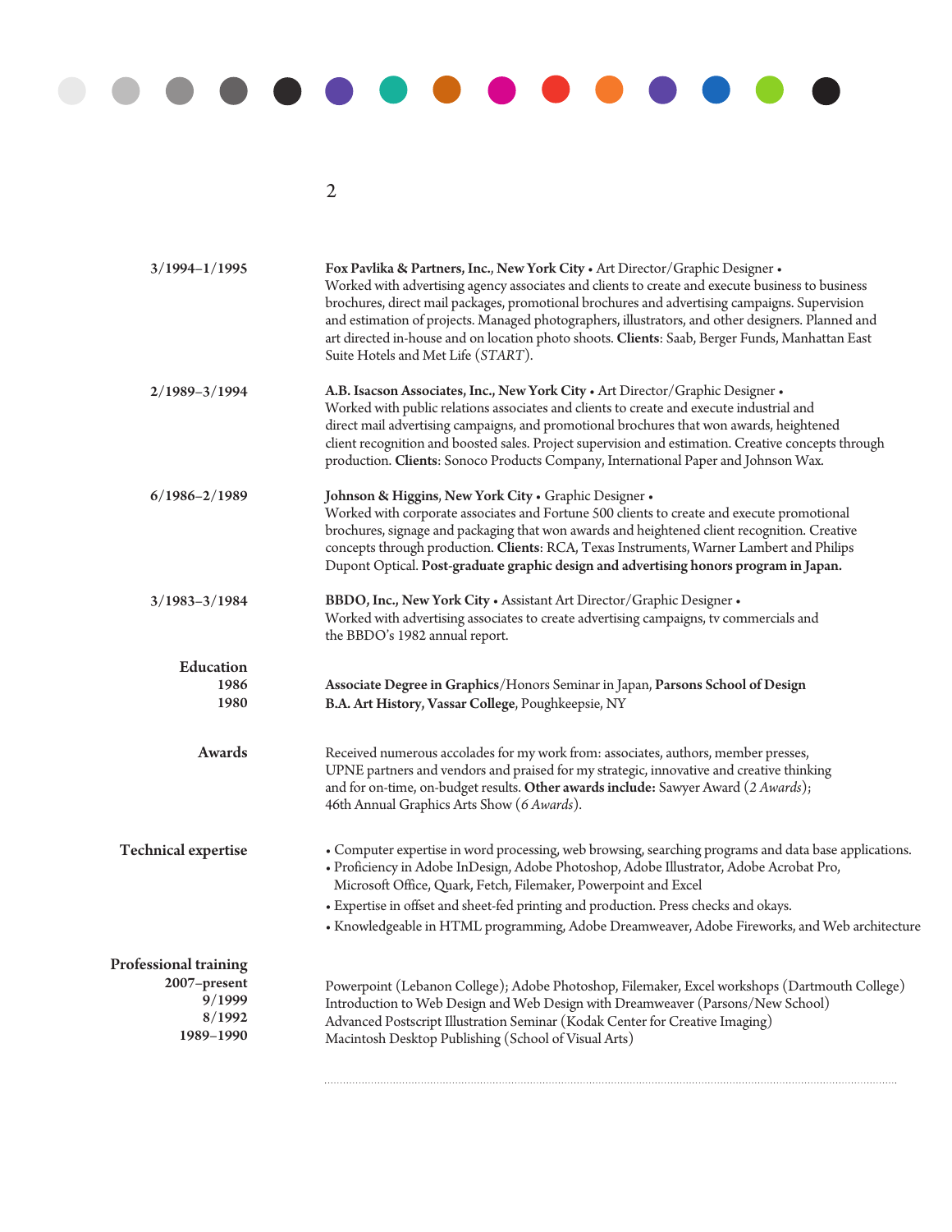**3/1994–1/1995**

**Fox Pavlika & Partners, Inc., New York City** • Art Director/Graphic Designer •
Worked with advertising agency associates and clients to create and execute business to business brochures, direct mail packages, promotional brochures and advertising campaigns. Supervision and estimation of projects. Managed photographers, illustrators, and other designers. Planned and art directed in-house and on location photo shoots. **Clients**: Saab, Berger Funds, Manhattan East Suite Hotels and Met Life (*START*).

**2/1989–3/1994**

**A.B. Isacson Associates, Inc., New York City** • Art Director/Graphic Designer •
Worked with public relations associates and clients to create and execute industrial and direct mail advertising campaigns, and promotional brochures that won awards, heightened client recognition and boosted sales. Project supervision and estimation. Creative concepts through production. **Clients**: Sonoco Products Company, International Paper and Johnson Wax.

**6/1986–2/1989**

**Johnson & Higgins, New York City** • Graphic Designer •
Worked with corporate associates and Fortune 500 clients to create and execute promotional brochures, signage and packaging that won awards and heightened client recognition. Creative concepts through production. **Clients**: RCA, Texas Instruments, Warner Lambert and Philips Dupont Optical. **Post-graduate graphic design and advertising honors program in Japan.**

**3/1983–3/1984**

**BBDO, Inc., New York City** • Assistant Art Director/Graphic Designer •
Worked with advertising associates to create advertising campaigns, tv commercials and the BBDO's 1982 annual report.

## Education

**1986** — **Associate Degree in Graphics**/Honors Seminar in Japan, **Parsons School of Design**
**1980** — **B.A. Art History, Vassar College**, Poughkeepsie, NY

## Awards

Received numerous accolades for my work from: associates, authors, member presses, UPNE partners and vendors and praised for my strategic, innovative and creative thinking and for on-time, on-budget results. **Other awards include:** Sawyer Award (*2 Awards*); 46th Annual Graphics Arts Show (*6 Awards*).

## Technical expertise

- Computer expertise in word processing, web browsing, searching programs and data base applications.
- Proficiency in Adobe InDesign, Adobe Photoshop, Adobe Illustrator, Adobe Acrobat Pro, Microsoft Office, Quark, Fetch, Filemaker, Powerpoint and Excel
- Expertise in offset and sheet-fed printing and production. Press checks and okays.
- Knowledgeable in HTML programming, Adobe Dreamweaver, Adobe Fireworks, and Web architecture

## Professional training

**2007–present** — Powerpoint (Lebanon College); Adobe Photoshop, Filemaker, Excel workshops (Dartmouth College)
**9/1999** — Introduction to Web Design and Web Design with Dreamweaver (Parsons/New School)
**8/1992** — Advanced Postscript Illustration Seminar (Kodak Center for Creative Imaging)
**1989–1990** — Macintosh Desktop Publishing (School of Visual Arts)